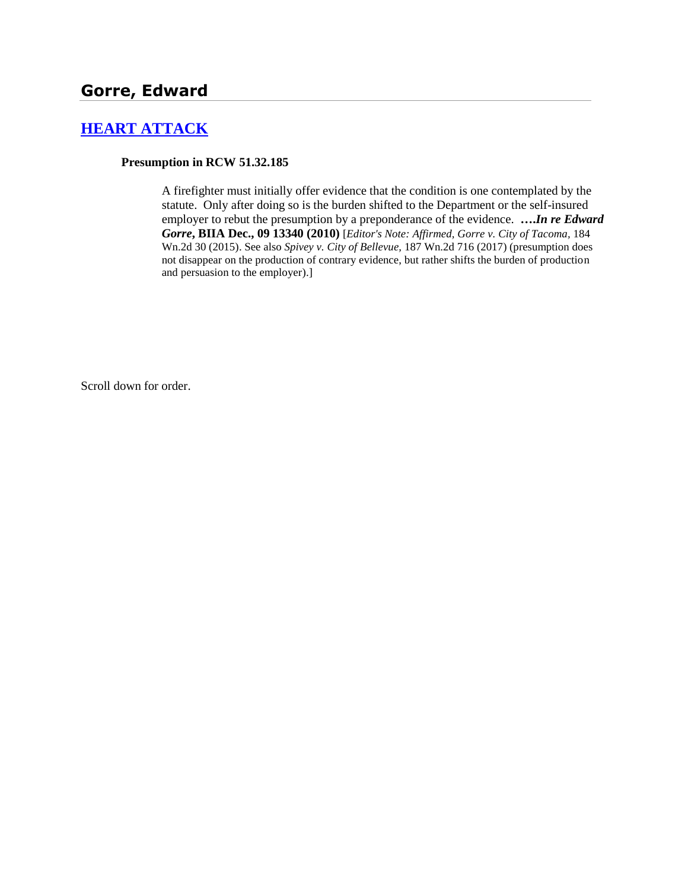# Gorre, Edward

## [HEART ATTACK](#)

**Presumption in RCW 51.32.185**

A firefighter must initially offer evidence that the condition is one contemplated by the statute. Only after doing so is the burden shifted to the Department or the self-insured employer to rebut the presumption by a preponderance of the evidence. ***….In re Edward Gorre*, BIIA Dec., 09 13340 (2010)** [*Editor's Note: Affirmed, Gorre v. City of Tacoma,* 184 Wn.2d 30 (2015). See also *Spivey v. City of Bellevue,* 187 Wn.2d 716 (2017) (presumption does not disappear on the production of contrary evidence, but rather shifts the burden of production and persuasion to the employer).]

Scroll down for order.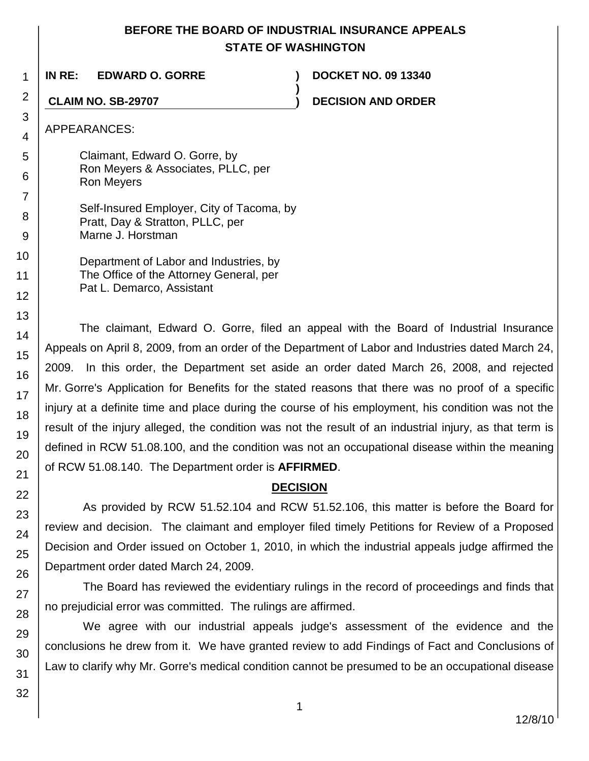**BEFORE THE BOARD OF INDUSTRIAL INSURANCE APPEALS**
**STATE OF WASHINGTON**

| | | |
|---|---|---|
| **IN RE: EDWARD O. GORRE** | ) | **DOCKET NO. 09 13340** |
| | ) | |
| **CLAIM NO. SB-29707** | ) | **DECISION AND ORDER** |

APPEARANCES:

Claimant, Edward O. Gorre, by
Ron Meyers & Associates, PLLC, per
Ron Meyers

Self-Insured Employer, City of Tacoma, by
Pratt, Day & Stratton, PLLC, per
Marne J. Horstman

Department of Labor and Industries, by
The Office of the Attorney General, per
Pat L. Demarco, Assistant

The claimant, Edward O. Gorre, filed an appeal with the Board of Industrial Insurance Appeals on April 8, 2009, from an order of the Department of Labor and Industries dated March 24, 2009. In this order, the Department set aside an order dated March 26, 2008, and rejected Mr. Gorre's Application for Benefits for the stated reasons that there was no proof of a specific injury at a definite time and place during the course of his employment, his condition was not the result of the injury alleged, the condition was not the result of an industrial injury, as that term is defined in RCW 51.08.100, and the condition was not an occupational disease within the meaning of RCW 51.08.140. The Department order is **AFFIRMED**.

## DECISION

As provided by RCW 51.52.104 and RCW 51.52.106, this matter is before the Board for review and decision. The claimant and employer filed timely Petitions for Review of a Proposed Decision and Order issued on October 1, 2010, in which the industrial appeals judge affirmed the Department order dated March 24, 2009.

The Board has reviewed the evidentiary rulings in the record of proceedings and finds that no prejudicial error was committed. The rulings are affirmed.

We agree with our industrial appeals judge's assessment of the evidence and the conclusions he drew from it. We have granted review to add Findings of Fact and Conclusions of Law to clarify why Mr. Gorre's medical condition cannot be presumed to be an occupational disease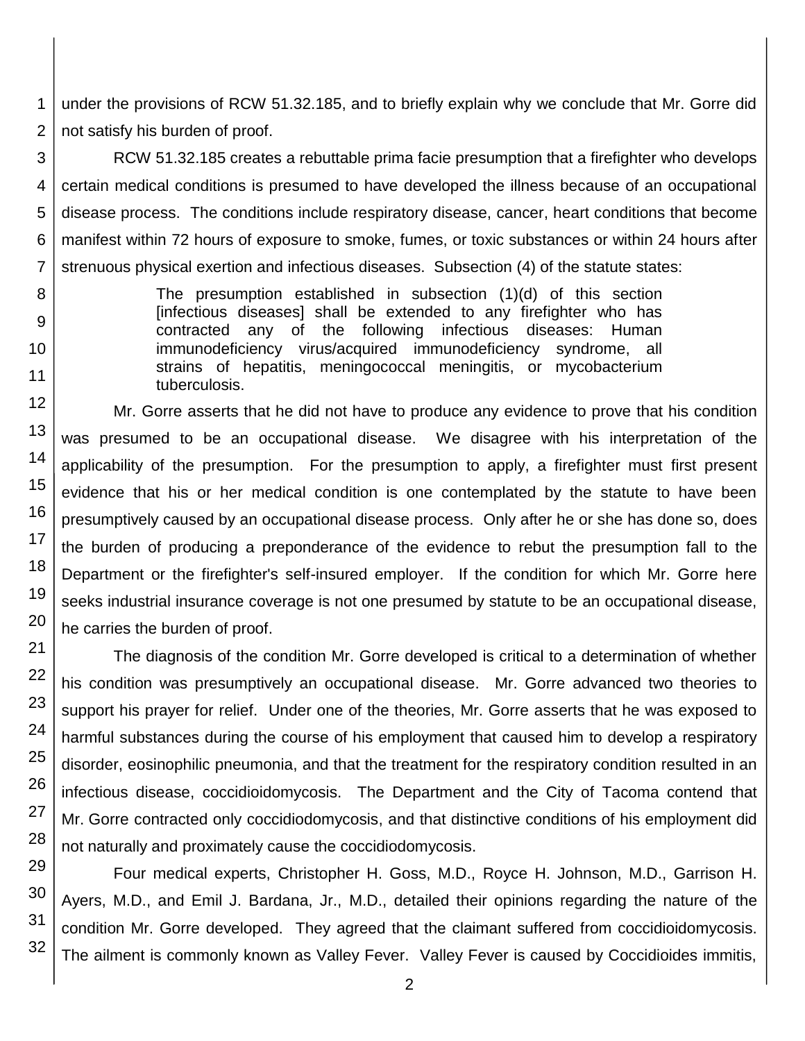under the provisions of RCW 51.32.185, and to briefly explain why we conclude that Mr. Gorre did not satisfy his burden of proof.

RCW 51.32.185 creates a rebuttable prima facie presumption that a firefighter who develops certain medical conditions is presumed to have developed the illness because of an occupational disease process. The conditions include respiratory disease, cancer, heart conditions that become manifest within 72 hours of exposure to smoke, fumes, or toxic substances or within 24 hours after strenuous physical exertion and infectious diseases. Subsection (4) of the statute states:

> The presumption established in subsection (1)(d) of this section [infectious diseases] shall be extended to any firefighter who has contracted any of the following infectious diseases: Human immunodeficiency virus/acquired immunodeficiency syndrome, all strains of hepatitis, meningococcal meningitis, or mycobacterium tuberculosis.

Mr. Gorre asserts that he did not have to produce any evidence to prove that his condition was presumed to be an occupational disease. We disagree with his interpretation of the applicability of the presumption. For the presumption to apply, a firefighter must first present evidence that his or her medical condition is one contemplated by the statute to have been presumptively caused by an occupational disease process. Only after he or she has done so, does the burden of producing a preponderance of the evidence to rebut the presumption fall to the Department or the firefighter's self-insured employer. If the condition for which Mr. Gorre here seeks industrial insurance coverage is not one presumed by statute to be an occupational disease, he carries the burden of proof.

The diagnosis of the condition Mr. Gorre developed is critical to a determination of whether his condition was presumptively an occupational disease. Mr. Gorre advanced two theories to support his prayer for relief. Under one of the theories, Mr. Gorre asserts that he was exposed to harmful substances during the course of his employment that caused him to develop a respiratory disorder, eosinophilic pneumonia, and that the treatment for the respiratory condition resulted in an infectious disease, coccidioidomycosis. The Department and the City of Tacoma contend that Mr. Gorre contracted only coccidiodomycosis, and that distinctive conditions of his employment did not naturally and proximately cause the coccidiodomycosis.

Four medical experts, Christopher H. Goss, M.D., Royce H. Johnson, M.D., Garrison H. Ayers, M.D., and Emil J. Bardana, Jr., M.D., detailed their opinions regarding the nature of the condition Mr. Gorre developed. They agreed that the claimant suffered from coccidioidomycosis. The ailment is commonly known as Valley Fever. Valley Fever is caused by Coccidioides immitis,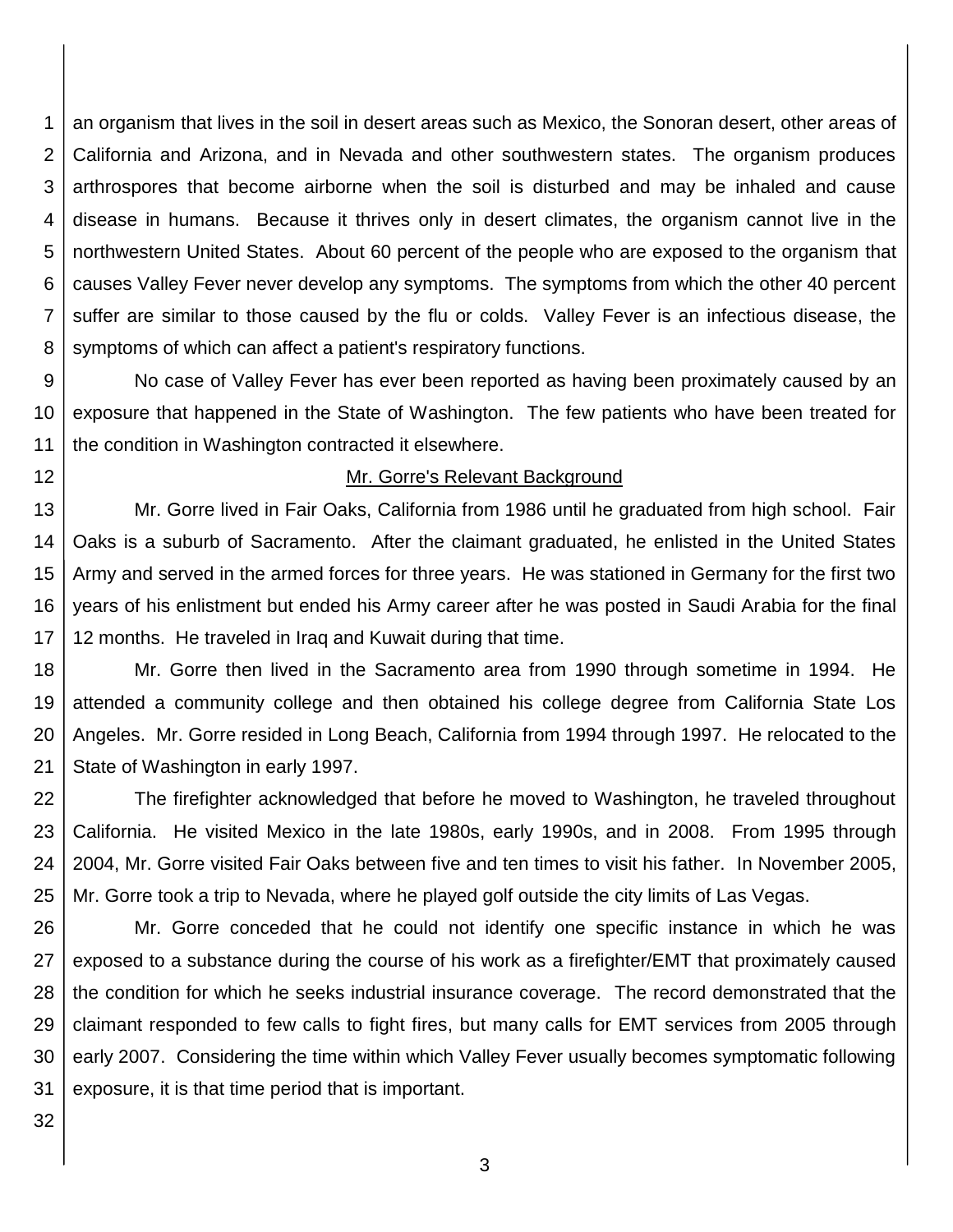an organism that lives in the soil in desert areas such as Mexico, the Sonoran desert, other areas of California and Arizona, and in Nevada and other southwestern states. The organism produces arthrospores that become airborne when the soil is disturbed and may be inhaled and cause disease in humans. Because it thrives only in desert climates, the organism cannot live in the northwestern United States. About 60 percent of the people who are exposed to the organism that causes Valley Fever never develop any symptoms. The symptoms from which the other 40 percent suffer are similar to those caused by the flu or colds. Valley Fever is an infectious disease, the symptoms of which can affect a patient's respiratory functions.

No case of Valley Fever has ever been reported as having been proximately caused by an exposure that happened in the State of Washington. The few patients who have been treated for the condition in Washington contracted it elsewhere.

## Mr. Gorre's Relevant Background

Mr. Gorre lived in Fair Oaks, California from 1986 until he graduated from high school. Fair Oaks is a suburb of Sacramento. After the claimant graduated, he enlisted in the United States Army and served in the armed forces for three years. He was stationed in Germany for the first two years of his enlistment but ended his Army career after he was posted in Saudi Arabia for the final 12 months. He traveled in Iraq and Kuwait during that time.

Mr. Gorre then lived in the Sacramento area from 1990 through sometime in 1994. He attended a community college and then obtained his college degree from California State Los Angeles. Mr. Gorre resided in Long Beach, California from 1994 through 1997. He relocated to the State of Washington in early 1997.

The firefighter acknowledged that before he moved to Washington, he traveled throughout California. He visited Mexico in the late 1980s, early 1990s, and in 2008. From 1995 through 2004, Mr. Gorre visited Fair Oaks between five and ten times to visit his father. In November 2005, Mr. Gorre took a trip to Nevada, where he played golf outside the city limits of Las Vegas.

Mr. Gorre conceded that he could not identify one specific instance in which he was exposed to a substance during the course of his work as a firefighter/EMT that proximately caused the condition for which he seeks industrial insurance coverage. The record demonstrated that the claimant responded to few calls to fight fires, but many calls for EMT services from 2005 through early 2007. Considering the time within which Valley Fever usually becomes symptomatic following exposure, it is that time period that is important.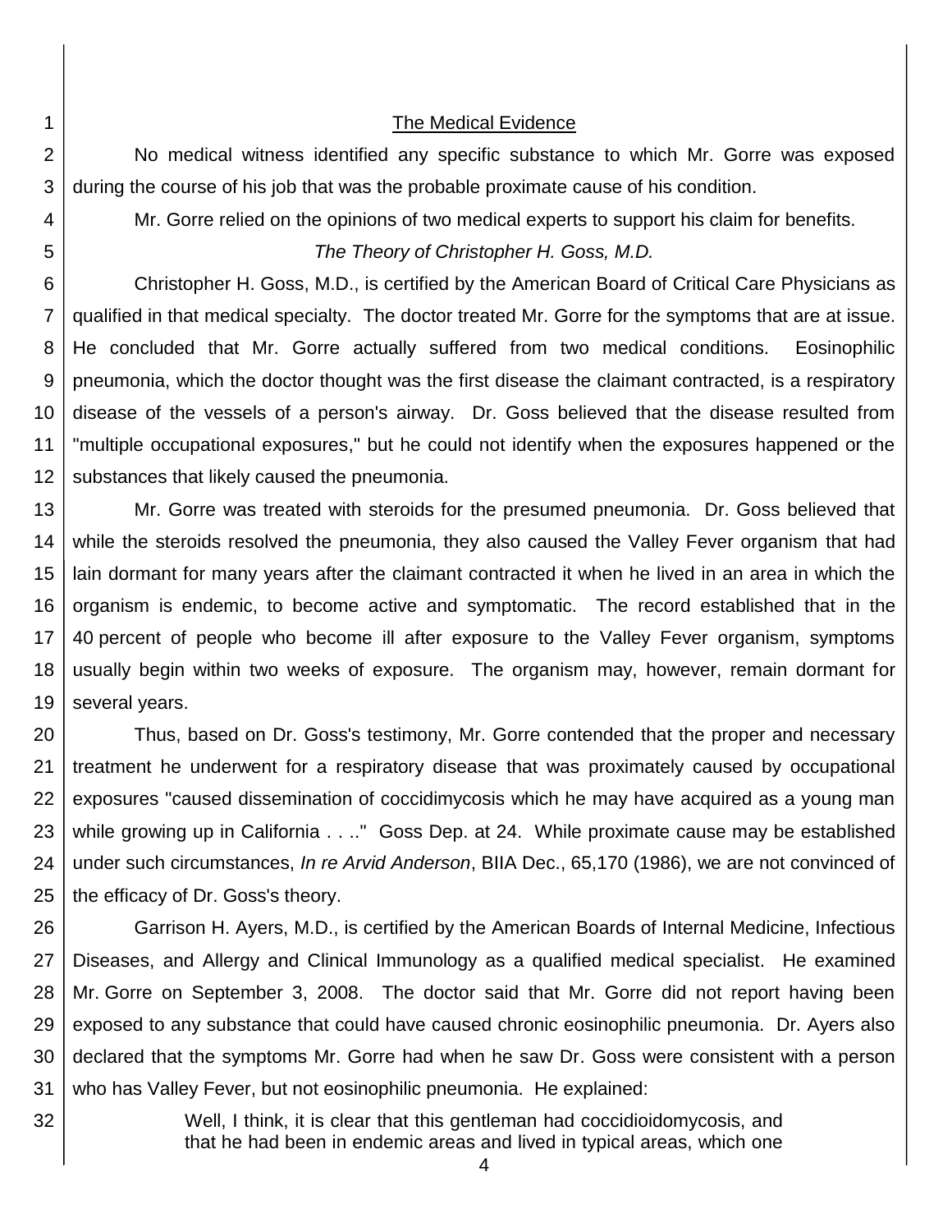## The Medical Evidence

No medical witness identified any specific substance to which Mr. Gorre was exposed during the course of his job that was the probable proximate cause of his condition.

Mr. Gorre relied on the opinions of two medical experts to support his claim for benefits.

### *The Theory of Christopher H. Goss, M.D.*

Christopher H. Goss, M.D., is certified by the American Board of Critical Care Physicians as qualified in that medical specialty. The doctor treated Mr. Gorre for the symptoms that are at issue. He concluded that Mr. Gorre actually suffered from two medical conditions. Eosinophilic pneumonia, which the doctor thought was the first disease the claimant contracted, is a respiratory disease of the vessels of a person's airway. Dr. Goss believed that the disease resulted from "multiple occupational exposures," but he could not identify when the exposures happened or the substances that likely caused the pneumonia.

Mr. Gorre was treated with steroids for the presumed pneumonia. Dr. Goss believed that while the steroids resolved the pneumonia, they also caused the Valley Fever organism that had lain dormant for many years after the claimant contracted it when he lived in an area in which the organism is endemic, to become active and symptomatic. The record established that in the 40 percent of people who become ill after exposure to the Valley Fever organism, symptoms usually begin within two weeks of exposure. The organism may, however, remain dormant for several years.

Thus, based on Dr. Goss's testimony, Mr. Gorre contended that the proper and necessary treatment he underwent for a respiratory disease that was proximately caused by occupational exposures "caused dissemination of coccidimycosis which he may have acquired as a young man while growing up in California . . .." Goss Dep. at 24. While proximate cause may be established under such circumstances, *In re Arvid Anderson*, BIIA Dec., 65,170 (1986), we are not convinced of the efficacy of Dr. Goss's theory.

Garrison H. Ayers, M.D., is certified by the American Boards of Internal Medicine, Infectious Diseases, and Allergy and Clinical Immunology as a qualified medical specialist. He examined Mr. Gorre on September 3, 2008. The doctor said that Mr. Gorre did not report having been exposed to any substance that could have caused chronic eosinophilic pneumonia. Dr. Ayers also declared that the symptoms Mr. Gorre had when he saw Dr. Goss were consistent with a person who has Valley Fever, but not eosinophilic pneumonia. He explained:

> Well, I think, it is clear that this gentleman had coccidioidomycosis, and that he had been in endemic areas and lived in typical areas, which one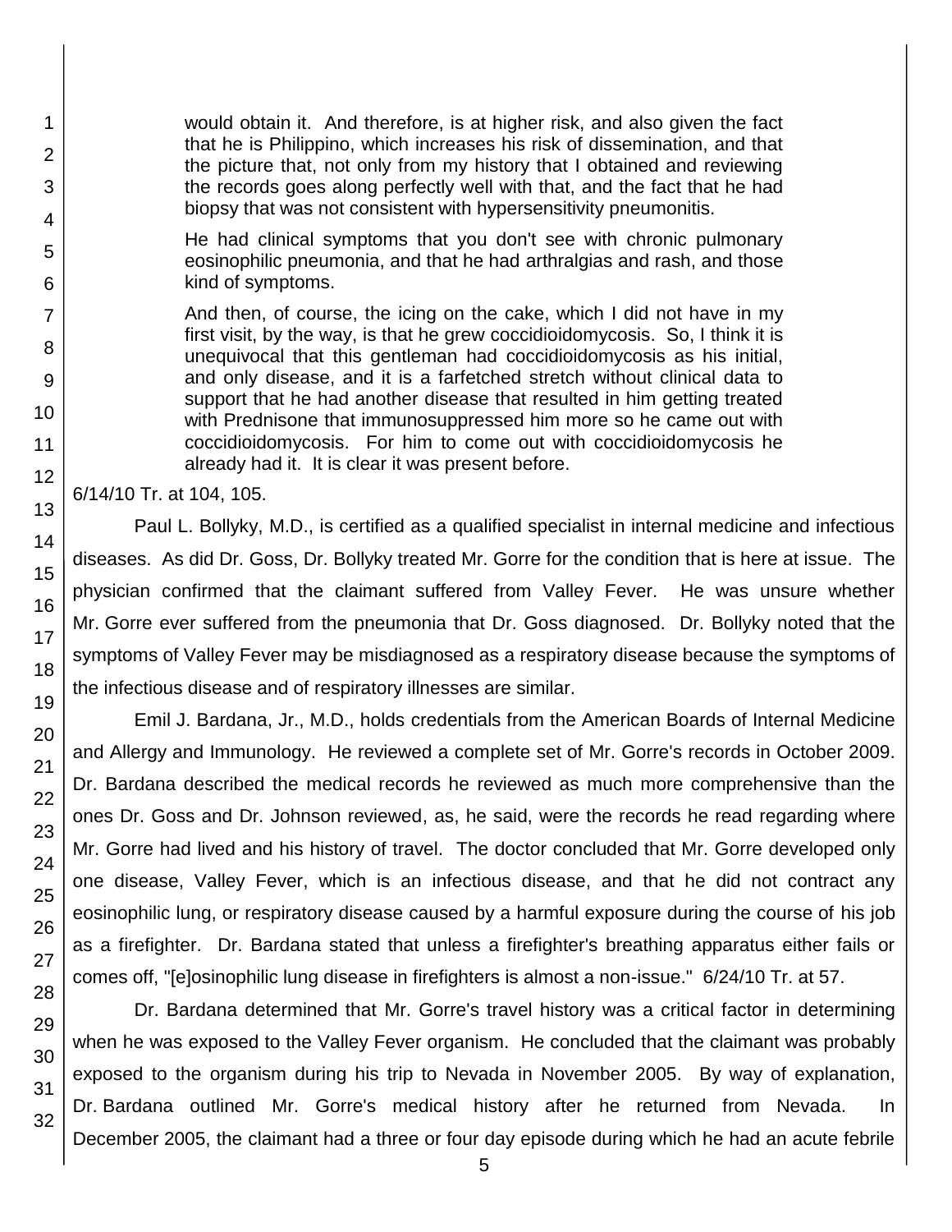> would obtain it. And therefore, is at higher risk, and also given the fact that he is Philippino, which increases his risk of dissemination, and that the picture that, not only from my history that I obtained and reviewing the records goes along perfectly well with that, and the fact that he had biopsy that was not consistent with hypersensitivity pneumonitis.
>
> He had clinical symptoms that you don't see with chronic pulmonary eosinophilic pneumonia, and that he had arthralgias and rash, and those kind of symptoms.
>
> And then, of course, the icing on the cake, which I did not have in my first visit, by the way, is that he grew coccidioidomycosis. So, I think it is unequivocal that this gentleman had coccidioidomycosis as his initial, and only disease, and it is a farfetched stretch without clinical data to support that he had another disease that resulted in him getting treated with Prednisone that immunosuppressed him more so he came out with coccidioidomycosis. For him to come out with coccidioidomycosis he already had it. It is clear it was present before.

6/14/10 Tr. at 104, 105.

Paul L. Bollyky, M.D., is certified as a qualified specialist in internal medicine and infectious diseases. As did Dr. Goss, Dr. Bollyky treated Mr. Gorre for the condition that is here at issue. The physician confirmed that the claimant suffered from Valley Fever. He was unsure whether Mr. Gorre ever suffered from the pneumonia that Dr. Goss diagnosed. Dr. Bollyky noted that the symptoms of Valley Fever may be misdiagnosed as a respiratory disease because the symptoms of the infectious disease and of respiratory illnesses are similar.

Emil J. Bardana, Jr., M.D., holds credentials from the American Boards of Internal Medicine and Allergy and Immunology. He reviewed a complete set of Mr. Gorre's records in October 2009. Dr. Bardana described the medical records he reviewed as much more comprehensive than the ones Dr. Goss and Dr. Johnson reviewed, as, he said, were the records he read regarding where Mr. Gorre had lived and his history of travel. The doctor concluded that Mr. Gorre developed only one disease, Valley Fever, which is an infectious disease, and that he did not contract any eosinophilic lung, or respiratory disease caused by a harmful exposure during the course of his job as a firefighter. Dr. Bardana stated that unless a firefighter's breathing apparatus either fails or comes off, "[e]osinophilic lung disease in firefighters is almost a non-issue." 6/24/10 Tr. at 57.

Dr. Bardana determined that Mr. Gorre's travel history was a critical factor in determining when he was exposed to the Valley Fever organism. He concluded that the claimant was probably exposed to the organism during his trip to Nevada in November 2005. By way of explanation, Dr. Bardana outlined Mr. Gorre's medical history after he returned from Nevada. In December 2005, the claimant had a three or four day episode during which he had an acute febrile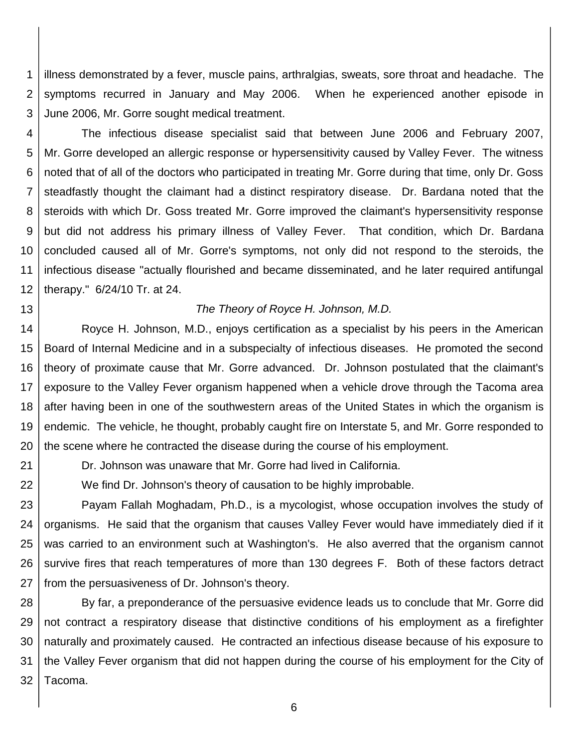illness demonstrated by a fever, muscle pains, arthralgias, sweats, sore throat and headache. The symptoms recurred in January and May 2006. When he experienced another episode in June 2006, Mr. Gorre sought medical treatment.

The infectious disease specialist said that between June 2006 and February 2007, Mr. Gorre developed an allergic response or hypersensitivity caused by Valley Fever. The witness noted that of all of the doctors who participated in treating Mr. Gorre during that time, only Dr. Goss steadfastly thought the claimant had a distinct respiratory disease. Dr. Bardana noted that the steroids with which Dr. Goss treated Mr. Gorre improved the claimant's hypersensitivity response but did not address his primary illness of Valley Fever. That condition, which Dr. Bardana concluded caused all of Mr. Gorre's symptoms, not only did not respond to the steroids, the infectious disease "actually flourished and became disseminated, and he later required antifungal therapy." 6/24/10 Tr. at 24.

*The Theory of Royce H. Johnson, M.D.*

Royce H. Johnson, M.D., enjoys certification as a specialist by his peers in the American Board of Internal Medicine and in a subspecialty of infectious diseases. He promoted the second theory of proximate cause that Mr. Gorre advanced. Dr. Johnson postulated that the claimant's exposure to the Valley Fever organism happened when a vehicle drove through the Tacoma area after having been in one of the southwestern areas of the United States in which the organism is endemic. The vehicle, he thought, probably caught fire on Interstate 5, and Mr. Gorre responded to the scene where he contracted the disease during the course of his employment.

Dr. Johnson was unaware that Mr. Gorre had lived in California.

We find Dr. Johnson's theory of causation to be highly improbable.

Payam Fallah Moghadam, Ph.D., is a mycologist, whose occupation involves the study of organisms. He said that the organism that causes Valley Fever would have immediately died if it was carried to an environment such at Washington's. He also averred that the organism cannot survive fires that reach temperatures of more than 130 degrees F. Both of these factors detract from the persuasiveness of Dr. Johnson's theory.

By far, a preponderance of the persuasive evidence leads us to conclude that Mr. Gorre did not contract a respiratory disease that distinctive conditions of his employment as a firefighter naturally and proximately caused. He contracted an infectious disease because of his exposure to the Valley Fever organism that did not happen during the course of his employment for the City of Tacoma.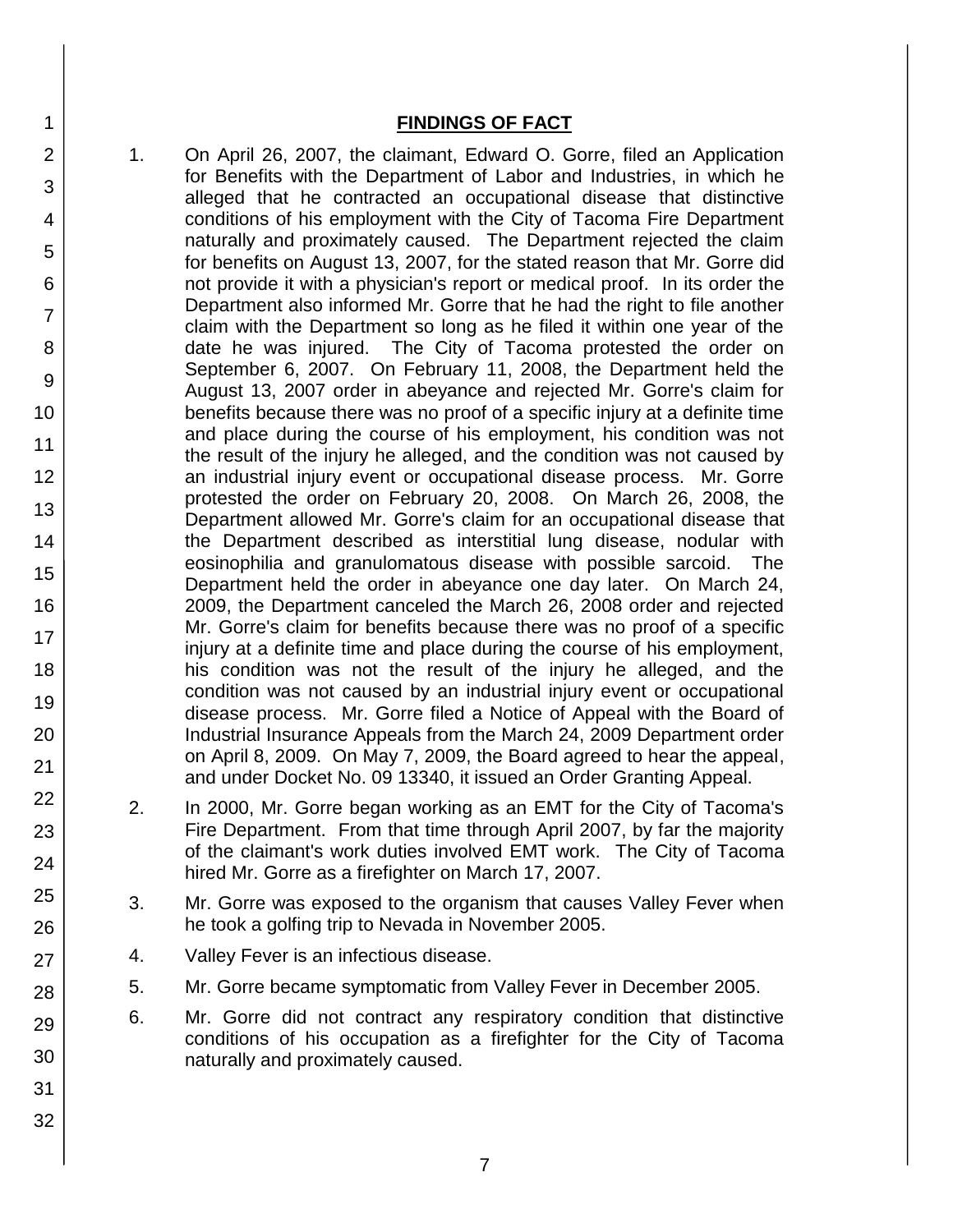## FINDINGS OF FACT

1. On April 26, 2007, the claimant, Edward O. Gorre, filed an Application for Benefits with the Department of Labor and Industries, in which he alleged that he contracted an occupational disease that distinctive conditions of his employment with the City of Tacoma Fire Department naturally and proximately caused. The Department rejected the claim for benefits on August 13, 2007, for the stated reason that Mr. Gorre did not provide it with a physician's report or medical proof. In its order the Department also informed Mr. Gorre that he had the right to file another claim with the Department so long as he filed it within one year of the date he was injured. The City of Tacoma protested the order on September 6, 2007. On February 11, 2008, the Department held the August 13, 2007 order in abeyance and rejected Mr. Gorre's claim for benefits because there was no proof of a specific injury at a definite time and place during the course of his employment, his condition was not the result of the injury he alleged, and the condition was not caused by an industrial injury event or occupational disease process. Mr. Gorre protested the order on February 20, 2008. On March 26, 2008, the Department allowed Mr. Gorre's claim for an occupational disease that the Department described as interstitial lung disease, nodular with eosinophilia and granulomatous disease with possible sarcoid. The Department held the order in abeyance one day later. On March 24, 2009, the Department canceled the March 26, 2008 order and rejected Mr. Gorre's claim for benefits because there was no proof of a specific injury at a definite time and place during the course of his employment, his condition was not the result of the injury he alleged, and the condition was not caused by an industrial injury event or occupational disease process. Mr. Gorre filed a Notice of Appeal with the Board of Industrial Insurance Appeals from the March 24, 2009 Department order on April 8, 2009. On May 7, 2009, the Board agreed to hear the appeal, and under Docket No. 09 13340, it issued an Order Granting Appeal.

2. In 2000, Mr. Gorre began working as an EMT for the City of Tacoma's Fire Department. From that time through April 2007, by far the majority of the claimant's work duties involved EMT work. The City of Tacoma hired Mr. Gorre as a firefighter on March 17, 2007.

3. Mr. Gorre was exposed to the organism that causes Valley Fever when he took a golfing trip to Nevada in November 2005.

4. Valley Fever is an infectious disease.

5. Mr. Gorre became symptomatic from Valley Fever in December 2005.

6. Mr. Gorre did not contract any respiratory condition that distinctive conditions of his occupation as a firefighter for the City of Tacoma naturally and proximately caused.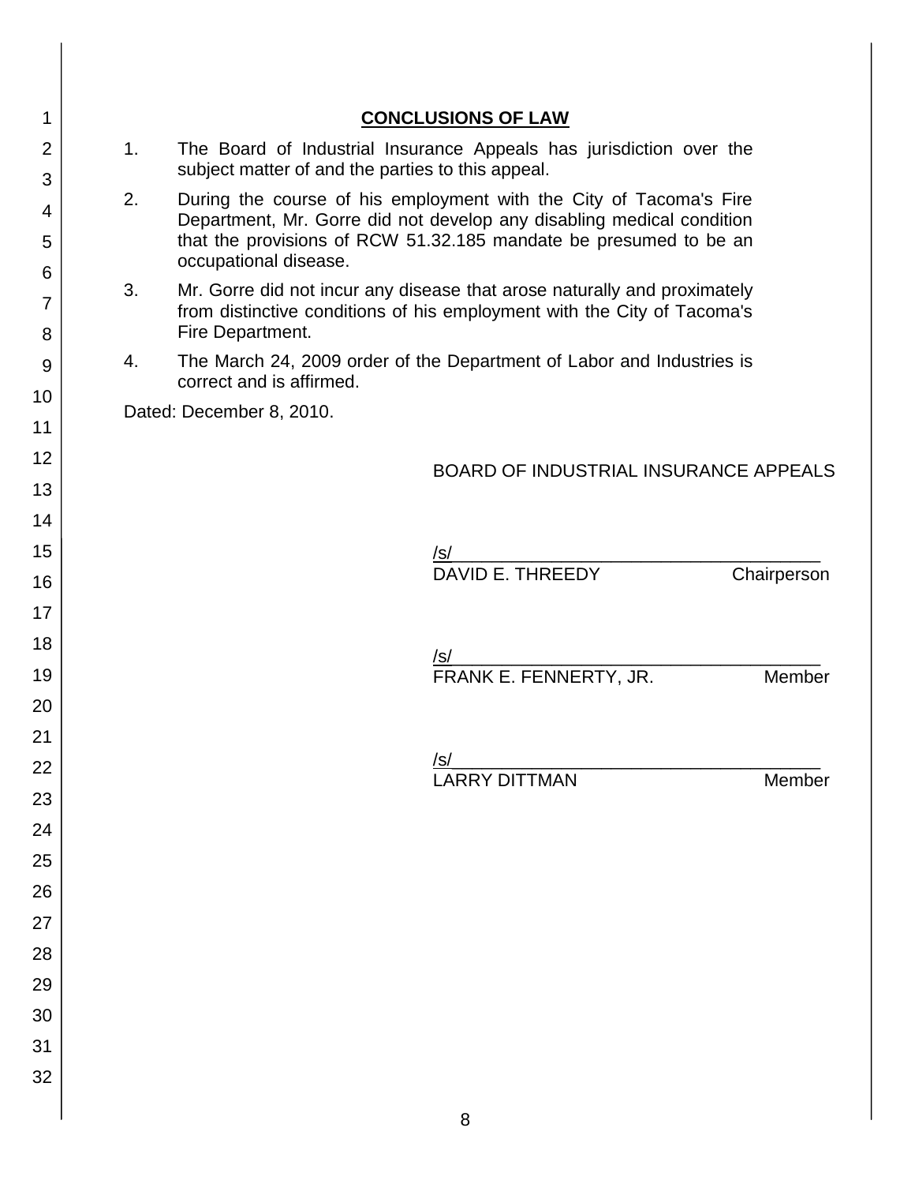## CONCLUSIONS OF LAW

1. The Board of Industrial Insurance Appeals has jurisdiction over the subject matter of and the parties to this appeal.

2. During the course of his employment with the City of Tacoma's Fire Department, Mr. Gorre did not develop any disabling medical condition that the provisions of RCW 51.32.185 mandate be presumed to be an occupational disease.

3. Mr. Gorre did not incur any disease that arose naturally and proximately from distinctive conditions of his employment with the City of Tacoma's Fire Department.

4. The March 24, 2009 order of the Department of Labor and Industries is correct and is affirmed.

Dated: December 8, 2010.

BOARD OF INDUSTRIAL INSURANCE APPEALS

/s/
DAVID E. THREEDY Chairperson

/s/
FRANK E. FENNERTY, JR. Member

/s/
LARRY DITTMAN Member